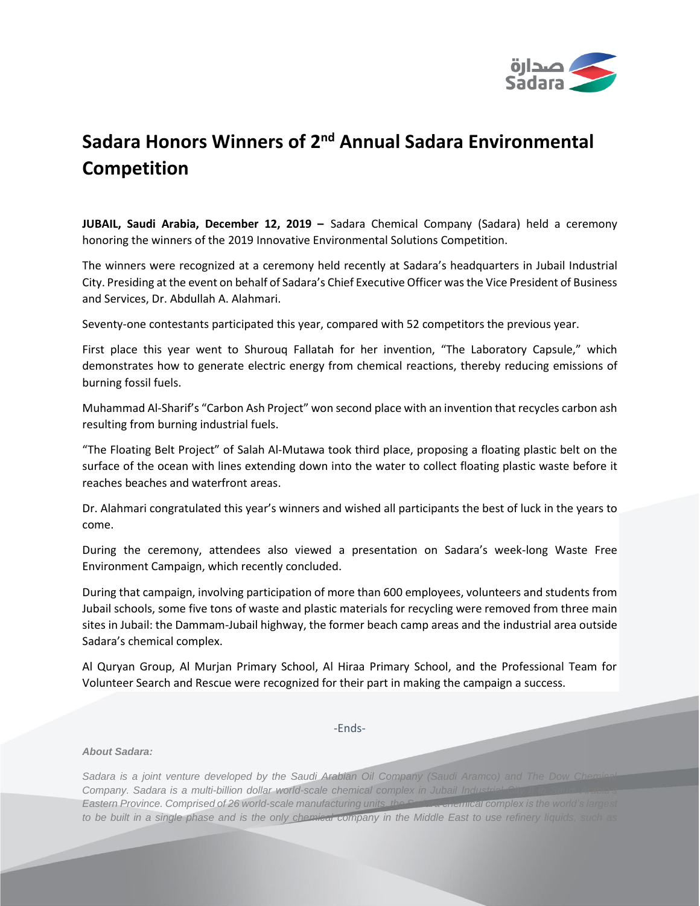# Sadara Honors Winners of 2nd Annual Sadara Environmental Competition

**JUBAIL, Saudi Arabia, December 12, 2019 –** Sadara Chemical Company (Sadara) held a ceremony honoring the winners of the 2019 Innovative Environmental Solutions Competition.

The winners were recognized at a ceremony held recently at Sadara's headquarters in Jubail Industrial City. Presiding at the event on behalf of Sadara's Chief Executive Officer was the Vice President of Business and Services, Dr. Abdullah A. Alahmari.

Seventy-one contestants participated this year, compared with 52 competitors the previous year.

First place this year went to Shurouq Fallatah for her invention, "The Laboratory Capsule," which demonstrates how to generate electric energy from chemical reactions, thereby reducing emissions of burning fossil fuels.

Muhammad Al-Sharif's "Carbon Ash Project" won second place with an invention that recycles carbon ash resulting from burning industrial fuels.

"The Floating Belt Project" of Salah Al-Mutawa took third place, proposing a floating plastic belt on the surface of the ocean with lines extending down into the water to collect floating plastic waste before it reaches beaches and waterfront areas.

Dr. Alahmari congratulated this year's winners and wished all participants the best of luck in the years to come.

During the ceremony, attendees also viewed a presentation on Sadara's week-long Waste Free Environment Campaign, which recently concluded.

During that campaign, involving participation of more than 600 employees, volunteers and students from Jubail schools, some five tons of waste and plastic materials for recycling were removed from three main sites in Jubail: the Dammam-Jubail highway, the former beach camp areas and the industrial area outside Sadara's chemical complex.

Al Quryan Group, Al Murjan Primary School, Al Hiraa Primary School, and the Professional Team for Volunteer Search and Rescue were recognized for their part in making the campaign a success.

-Ends-

***About Sadara:***

*Sadara is a joint venture developed by the Saudi Arabian Oil Company (Saudi Aramco) and The Dow Chemical Company. Sadara is a multi-billion dollar world-scale chemical complex in Jubail Industrial City II in Saudi Arabia's Eastern Province. Comprised of 26 world-scale manufacturing units, the Sadara chemical complex is the world's largest to be built in a single phase and is the only chemical company in the Middle East to use refinery liquids, such as*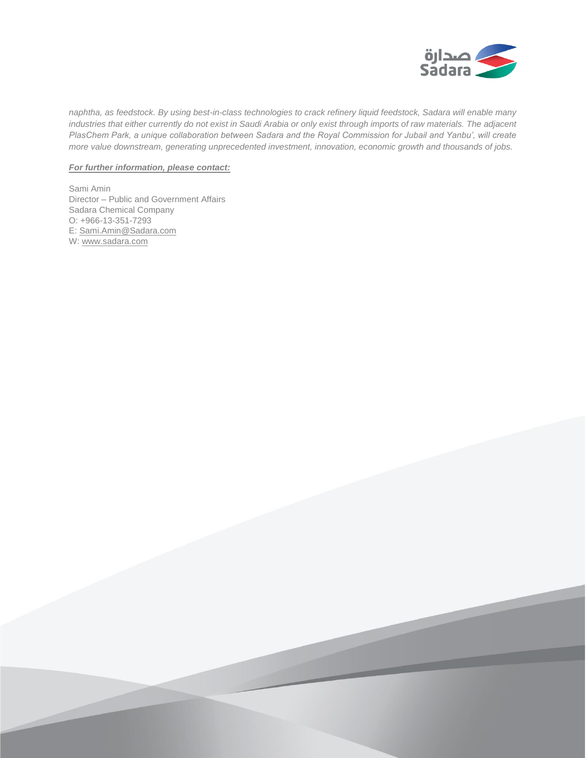*naphtha, as feedstock. By using best-in-class technologies to crack refinery liquid feedstock, Sadara will enable many industries that either currently do not exist in Saudi Arabia or only exist through imports of raw materials. The adjacent PlasChem Park, a unique collaboration between Sadara and the Royal Commission for Jubail and Yanbu', will create more value downstream, generating unprecedented investment, innovation, economic growth and thousands of jobs.*

***For further information, please contact:***

Sami Amin
Director – Public and Government Affairs
Sadara Chemical Company
O: +966-13-351-7293
E: Sami.Amin@Sadara.com
W: www.sadara.com